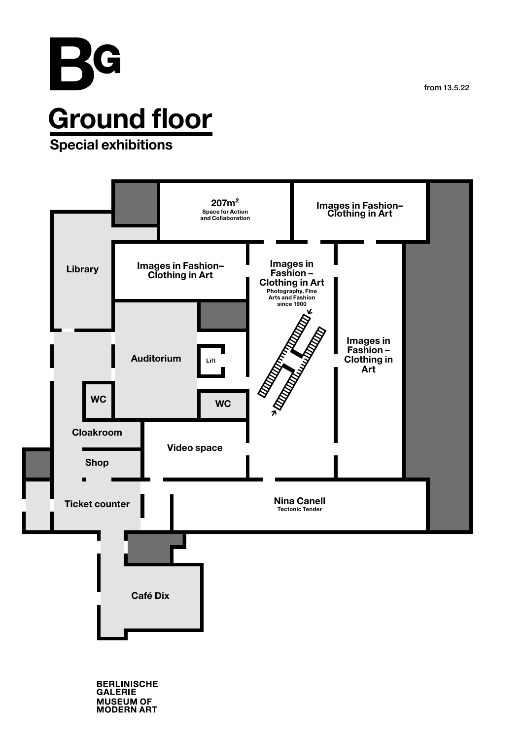BG

from 13.5.22

# Ground floor

## Special exhibitions

207m²
Space for Action and Collaboration

Images in Fashion– Clothing in Art

Library

Images in Fashion– Clothing in Art

Images in Fashion – Clothing in Art
Photography, Fine Arts and Fashion since 1900

Auditorium

Lift

Images in Fashion – Clothing in Art

WC

WC

Cloakroom

Video space

Shop

Ticket counter

Nina Canell
Tectonic Tender

Café Dix

BERLINISCHE GALERIE
MUSEUM OF MODERN ART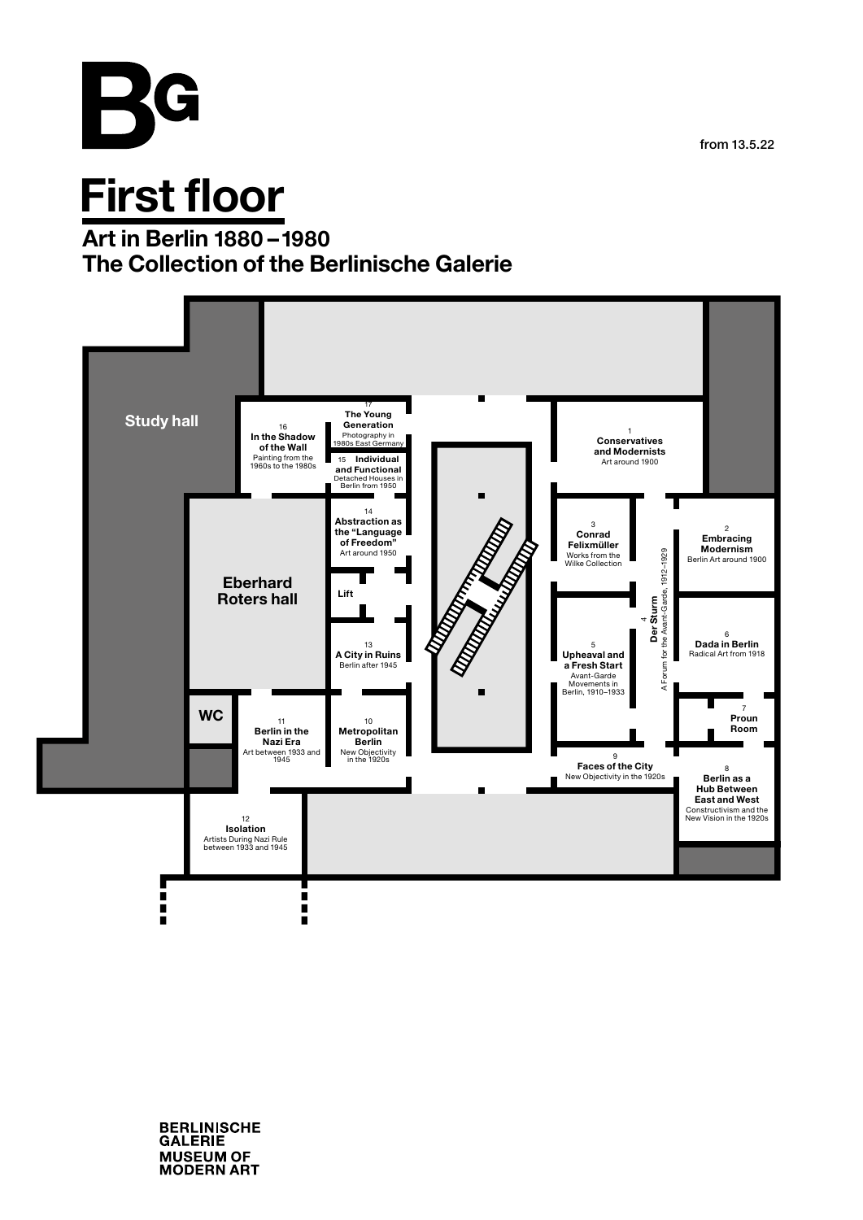BG

from 13.5.22

# First floor

## Art in Berlin 1880 – 1980
## The Collection of the Berlinische Galerie

Study hall

16
**In the Shadow of the Wall**
Painting from the 1960s to the 1980s

17
**The Young Generation**
Photography in 1980s East Germany

15 **Individual and Functional**
Detached Houses in Berlin from 1950

1
**Conservatives and Modernists**
Art around 1900

14
**Abstraction as the "Language of Freedom"**
Art around 1950

3
**Conrad Felixmüller**
Works from the Wilke Collection

2
**Embracing Modernism**
Berlin Art around 1900

**Eberhard Roters hall**

Lift

4
**Der Sturm**
A Forum for the Avant-Garde, 1912–1929

13
**A City in Ruins**
Berlin after 1945

5
**Upheaval and a Fresh Start**
Avant-Garde Movements in Berlin, 1910–1933

6
**Dada in Berlin**
Radical Art from 1918

7
**Proun Room**

WC

11
**Berlin in the Nazi Era**
Art between 1933 and 1945

10
**Metropolitan Berlin**
New Objectivity in the 1920s

9
**Faces of the City**
New Objectivity in the 1920s

8
**Berlin as a Hub Between East and West**
Constructivism and the New Vision in the 1920s

12
**Isolation**
Artists During Nazi Rule between 1933 and 1945

BERLINISCHE GALERIE
MUSEUM OF MODERN ART